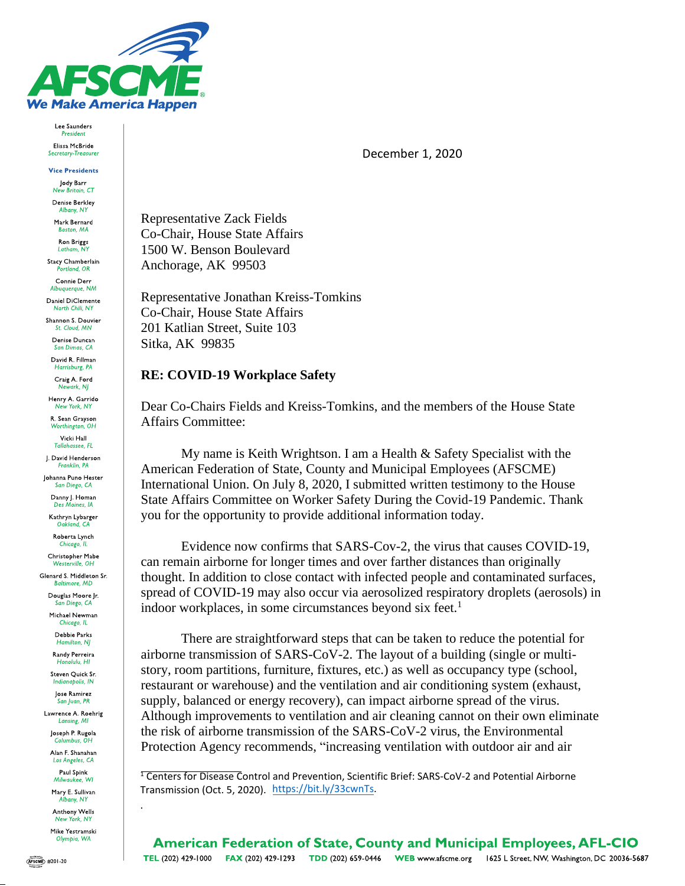AFSCME®
We Make America Happen

Lee Saunders
*President*

Elissa McBride
*Secretary-Treasurer*

**Vice Presidents**

Jody Barr
*New Britain, CT*

Denise Berkley
*Albany, NY*

Mark Bernard
*Boston, MA*

Ron Briggs
*Latham, NY*

Stacy Chamberlain
*Portland, OR*

Connie Derr
*Albuquerque, NM*

Daniel DiClemente
*North Chili, NY*

Shannon S. Douvier
*St. Cloud, MN*

Denise Duncan
*San Dimas, CA*

David R. Fillman
*Harrisburg, PA*

Craig A. Ford
*Newark, NJ*

Henry A. Garrido
*New York, NY*

R. Sean Grayson
*Worthington, OH*

Vicki Hall
*Tallahassee, FL*

J. David Henderson
*Franklin, PA*

Johanna Puno Hester
*San Diego, CA*

Danny J. Homan
*Des Moines, IA*

Kathryn Lybarger
*Oakland, CA*

Roberta Lynch
*Chicago, IL*

Christopher Mabe
*Westerville, OH*

Glenard S. Middleton Sr.
*Baltimore, MD*

Douglas Moore Jr.
*San Diego, CA*

Michael Newman
*Chicago, IL*

Debbie Parks
*Hamilton, NJ*

Randy Perreira
*Honolulu, HI*

Steven Quick Sr.
*Indianapolis, IN*

Jose Ramirez
*San Juan, PR*

Lawrence A. Roehrig
*Lansing, MI*

Joseph P. Rugola
*Columbus, OH*

Alan F. Shanahan
*Los Angeles, CA*

Paul Spink
*Milwaukee, WI*

Mary E. Sullivan
*Albany, NY*

Anthony Wells
*New York, NY*

Mike Yestramski
*Olympia, WA*

December 1, 2020

Representative Zack Fields
Co-Chair, House State Affairs
1500 W. Benson Boulevard
Anchorage, AK 99503

Representative Jonathan Kreiss-Tomkins
Co-Chair, House State Affairs
201 Katlian Street, Suite 103
Sitka, AK 99835

**RE: COVID-19 Workplace Safety**

Dear Co-Chairs Fields and Kreiss-Tomkins, and the members of the House State Affairs Committee:

My name is Keith Wrightson. I am a Health & Safety Specialist with the American Federation of State, County and Municipal Employees (AFSCME) International Union. On July 8, 2020, I submitted written testimony to the House State Affairs Committee on Worker Safety During the Covid-19 Pandemic. Thank you for the opportunity to provide additional information today.

Evidence now confirms that SARS-Cov-2, the virus that causes COVID-19, can remain airborne for longer times and over farther distances than originally thought. In addition to close contact with infected people and contaminated surfaces, spread of COVID-19 may also occur via aerosolized respiratory droplets (aerosols) in indoor workplaces, in some circumstances beyond six feet.[1]

There are straightforward steps that can be taken to reduce the potential for airborne transmission of SARS-CoV-2. The layout of a building (single or multi-story, room partitions, furniture, fixtures, etc.) as well as occupancy type (school, restaurant or warehouse) and the ventilation and air conditioning system (exhaust, supply, balanced or energy recovery), can impact airborne spread of the virus. Although improvements to ventilation and air cleaning cannot on their own eliminate the risk of airborne transmission of the SARS-CoV-2 virus, the Environmental Protection Agency recommends, "increasing ventilation with outdoor air and air

[1] Centers for Disease Control and Prevention, Scientific Brief: SARS-CoV-2 and Potential Airborne Transmission (Oct. 5, 2020). https://bit.ly/33cwnTs.

#201-20

**American Federation of State, County and Municipal Employees, AFL-CIO**
TEL (202) 429-1000 FAX (202) 429-1293 TDD (202) 659-0446 WEB www.afscme.org 1625 L Street, NW, Washington, DC 20036-5687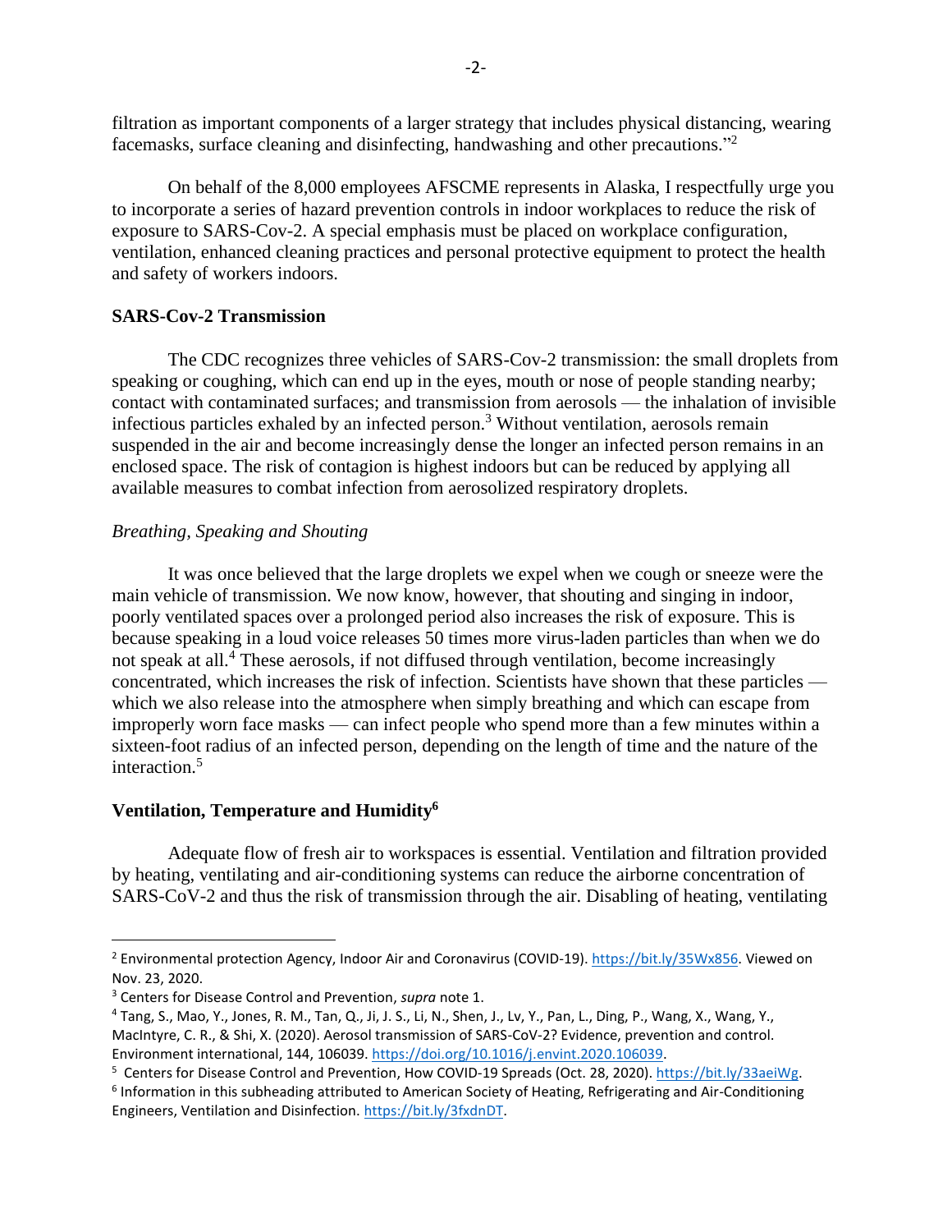filtration as important components of a larger strategy that includes physical distancing, wearing facemasks, surface cleaning and disinfecting, handwashing and other precautions."[2]

On behalf of the 8,000 employees AFSCME represents in Alaska, I respectfully urge you to incorporate a series of hazard prevention controls in indoor workplaces to reduce the risk of exposure to SARS-Cov-2. A special emphasis must be placed on workplace configuration, ventilation, enhanced cleaning practices and personal protective equipment to protect the health and safety of workers indoors.

**SARS-Cov-2 Transmission**

The CDC recognizes three vehicles of SARS-Cov-2 transmission: the small droplets from speaking or coughing, which can end up in the eyes, mouth or nose of people standing nearby; contact with contaminated surfaces; and transmission from aerosols — the inhalation of invisible infectious particles exhaled by an infected person.[3] Without ventilation, aerosols remain suspended in the air and become increasingly dense the longer an infected person remains in an enclosed space. The risk of contagion is highest indoors but can be reduced by applying all available measures to combat infection from aerosolized respiratory droplets.

*Breathing, Speaking and Shouting*

It was once believed that the large droplets we expel when we cough or sneeze were the main vehicle of transmission. We now know, however, that shouting and singing in indoor, poorly ventilated spaces over a prolonged period also increases the risk of exposure. This is because speaking in a loud voice releases 50 times more virus-laden particles than when we do not speak at all.[4] These aerosols, if not diffused through ventilation, become increasingly concentrated, which increases the risk of infection. Scientists have shown that these particles — which we also release into the atmosphere when simply breathing and which can escape from improperly worn face masks — can infect people who spend more than a few minutes within a sixteen-foot radius of an infected person, depending on the length of time and the nature of the interaction.[5]

**Ventilation, Temperature and Humidity[6]**

Adequate flow of fresh air to workspaces is essential. Ventilation and filtration provided by heating, ventilating and air-conditioning systems can reduce the airborne concentration of SARS-CoV-2 and thus the risk of transmission through the air. Disabling of heating, ventilating

---

[2] Environmental protection Agency, Indoor Air and Coronavirus (COVID-19). https://bit.ly/35Wx856. Viewed on Nov. 23, 2020.

[3] Centers for Disease Control and Prevention, *supra* note 1.

[4] Tang, S., Mao, Y., Jones, R. M., Tan, Q., Ji, J. S., Li, N., Shen, J., Lv, Y., Pan, L., Ding, P., Wang, X., Wang, Y., MacIntyre, C. R., & Shi, X. (2020). Aerosol transmission of SARS-CoV-2? Evidence, prevention and control. Environment international, 144, 106039. https://doi.org/10.1016/j.envint.2020.106039.

[5] Centers for Disease Control and Prevention, How COVID-19 Spreads (Oct. 28, 2020). https://bit.ly/33aeiWg.

[6] Information in this subheading attributed to American Society of Heating, Refrigerating and Air-Conditioning Engineers, Ventilation and Disinfection. https://bit.ly/3fxdnDT.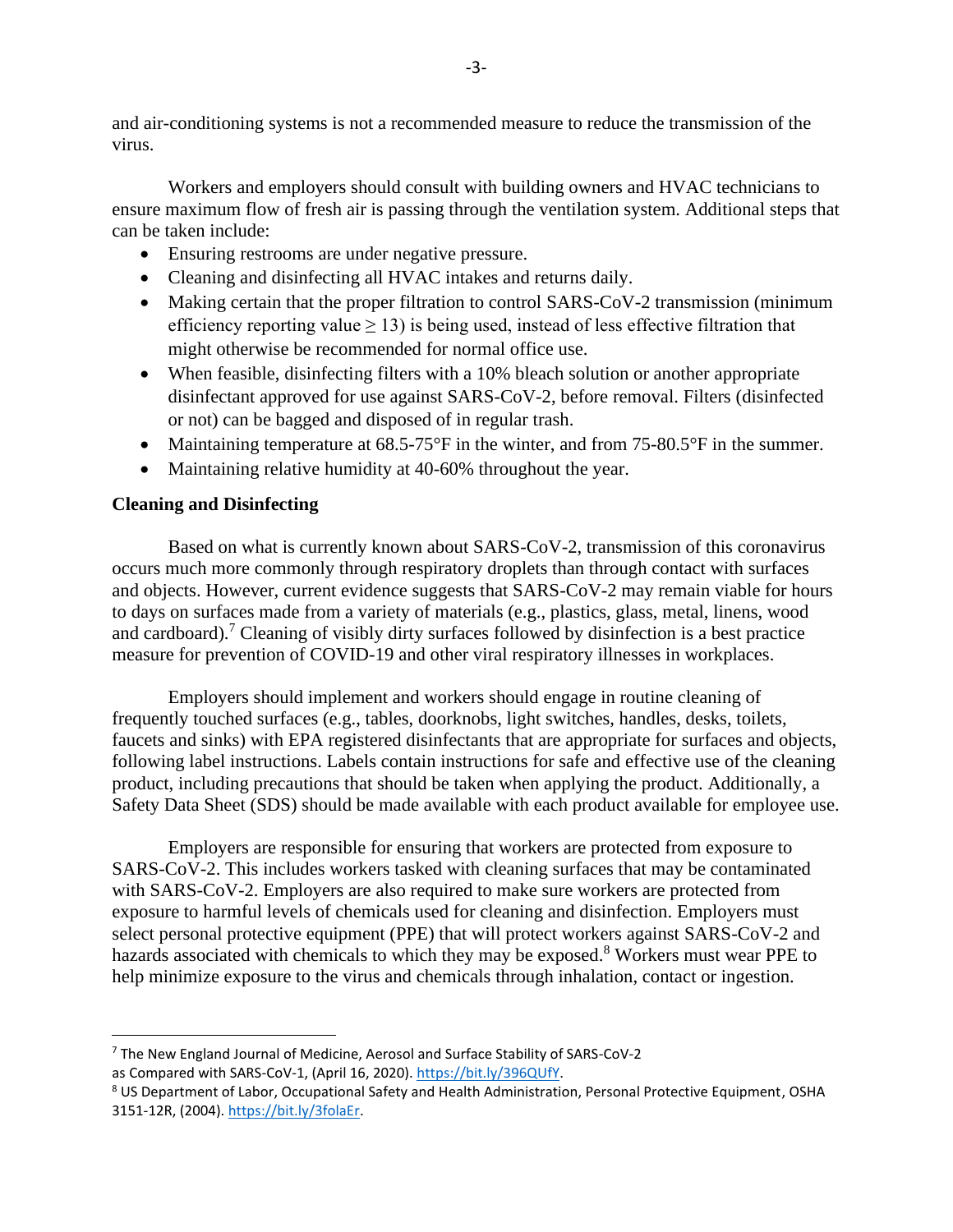and air-conditioning systems is not a recommended measure to reduce the transmission of the virus.

Workers and employers should consult with building owners and HVAC technicians to ensure maximum flow of fresh air is passing through the ventilation system. Additional steps that can be taken include:

- Ensuring restrooms are under negative pressure.
- Cleaning and disinfecting all HVAC intakes and returns daily.
- Making certain that the proper filtration to control SARS-CoV-2 transmission (minimum efficiency reporting value ≥ 13) is being used, instead of less effective filtration that might otherwise be recommended for normal office use.
- When feasible, disinfecting filters with a 10% bleach solution or another appropriate disinfectant approved for use against SARS-CoV-2, before removal. Filters (disinfected or not) can be bagged and disposed of in regular trash.
- Maintaining temperature at 68.5-75°F in the winter, and from 75-80.5°F in the summer.
- Maintaining relative humidity at 40-60% throughout the year.

**Cleaning and Disinfecting**

Based on what is currently known about SARS-CoV-2, transmission of this coronavirus occurs much more commonly through respiratory droplets than through contact with surfaces and objects. However, current evidence suggests that SARS-CoV-2 may remain viable for hours to days on surfaces made from a variety of materials (e.g., plastics, glass, metal, linens, wood and cardboard).[7] Cleaning of visibly dirty surfaces followed by disinfection is a best practice measure for prevention of COVID-19 and other viral respiratory illnesses in workplaces.

Employers should implement and workers should engage in routine cleaning of frequently touched surfaces (e.g., tables, doorknobs, light switches, handles, desks, toilets, faucets and sinks) with EPA registered disinfectants that are appropriate for surfaces and objects, following label instructions. Labels contain instructions for safe and effective use of the cleaning product, including precautions that should be taken when applying the product. Additionally, a Safety Data Sheet (SDS) should be made available with each product available for employee use.

Employers are responsible for ensuring that workers are protected from exposure to SARS-CoV-2. This includes workers tasked with cleaning surfaces that may be contaminated with SARS-CoV-2. Employers are also required to make sure workers are protected from exposure to harmful levels of chemicals used for cleaning and disinfection. Employers must select personal protective equipment (PPE) that will protect workers against SARS-CoV-2 and hazards associated with chemicals to which they may be exposed.[8] Workers must wear PPE to help minimize exposure to the virus and chemicals through inhalation, contact or ingestion.

---

[7] The New England Journal of Medicine, Aerosol and Surface Stability of SARS-CoV-2 as Compared with SARS-CoV-1, (April 16, 2020). https://bit.ly/396QUfY.

[8] US Department of Labor, Occupational Safety and Health Administration, Personal Protective Equipment, OSHA 3151-12R, (2004). https://bit.ly/3folaEr.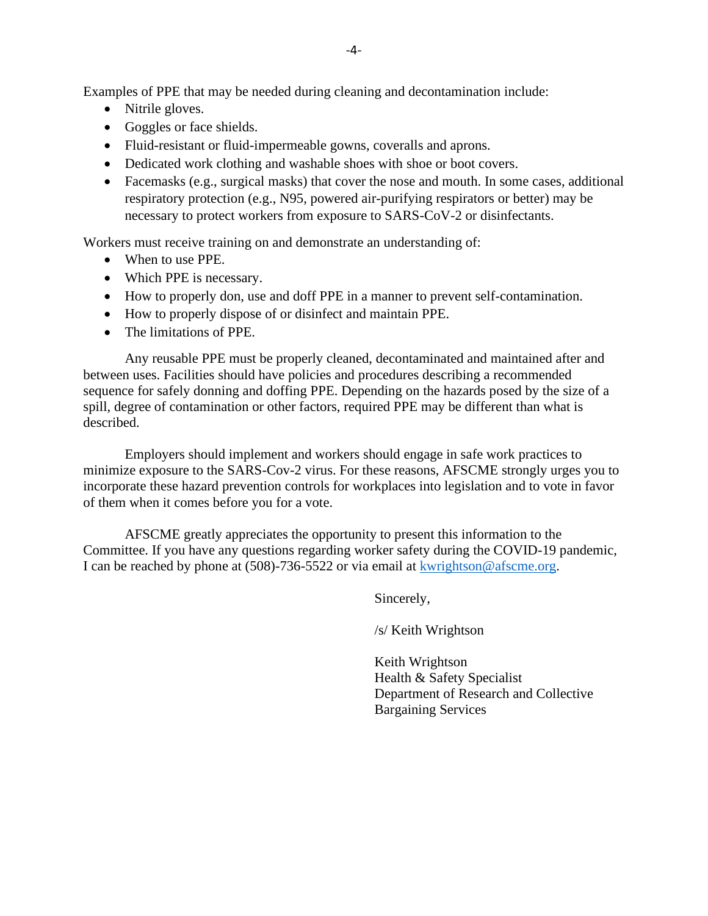Examples of PPE that may be needed during cleaning and decontamination include:

- Nitrile gloves.
- Goggles or face shields.
- Fluid-resistant or fluid-impermeable gowns, coveralls and aprons.
- Dedicated work clothing and washable shoes with shoe or boot covers.
- Facemasks (e.g., surgical masks) that cover the nose and mouth. In some cases, additional respiratory protection (e.g., N95, powered air-purifying respirators or better) may be necessary to protect workers from exposure to SARS-CoV-2 or disinfectants.

Workers must receive training on and demonstrate an understanding of:

- When to use PPE.
- Which PPE is necessary.
- How to properly don, use and doff PPE in a manner to prevent self-contamination.
- How to properly dispose of or disinfect and maintain PPE.
- The limitations of PPE.

Any reusable PPE must be properly cleaned, decontaminated and maintained after and between uses. Facilities should have policies and procedures describing a recommended sequence for safely donning and doffing PPE. Depending on the hazards posed by the size of a spill, degree of contamination or other factors, required PPE may be different than what is described.

Employers should implement and workers should engage in safe work practices to minimize exposure to the SARS-Cov-2 virus. For these reasons, AFSCME strongly urges you to incorporate these hazard prevention controls for workplaces into legislation and to vote in favor of them when it comes before you for a vote.

AFSCME greatly appreciates the opportunity to present this information to the Committee. If you have any questions regarding worker safety during the COVID-19 pandemic, I can be reached by phone at (508)-736-5522 or via email at kwrightson@afscme.org.

Sincerely,

/s/ Keith Wrightson

Keith Wrightson
Health & Safety Specialist
Department of Research and Collective Bargaining Services